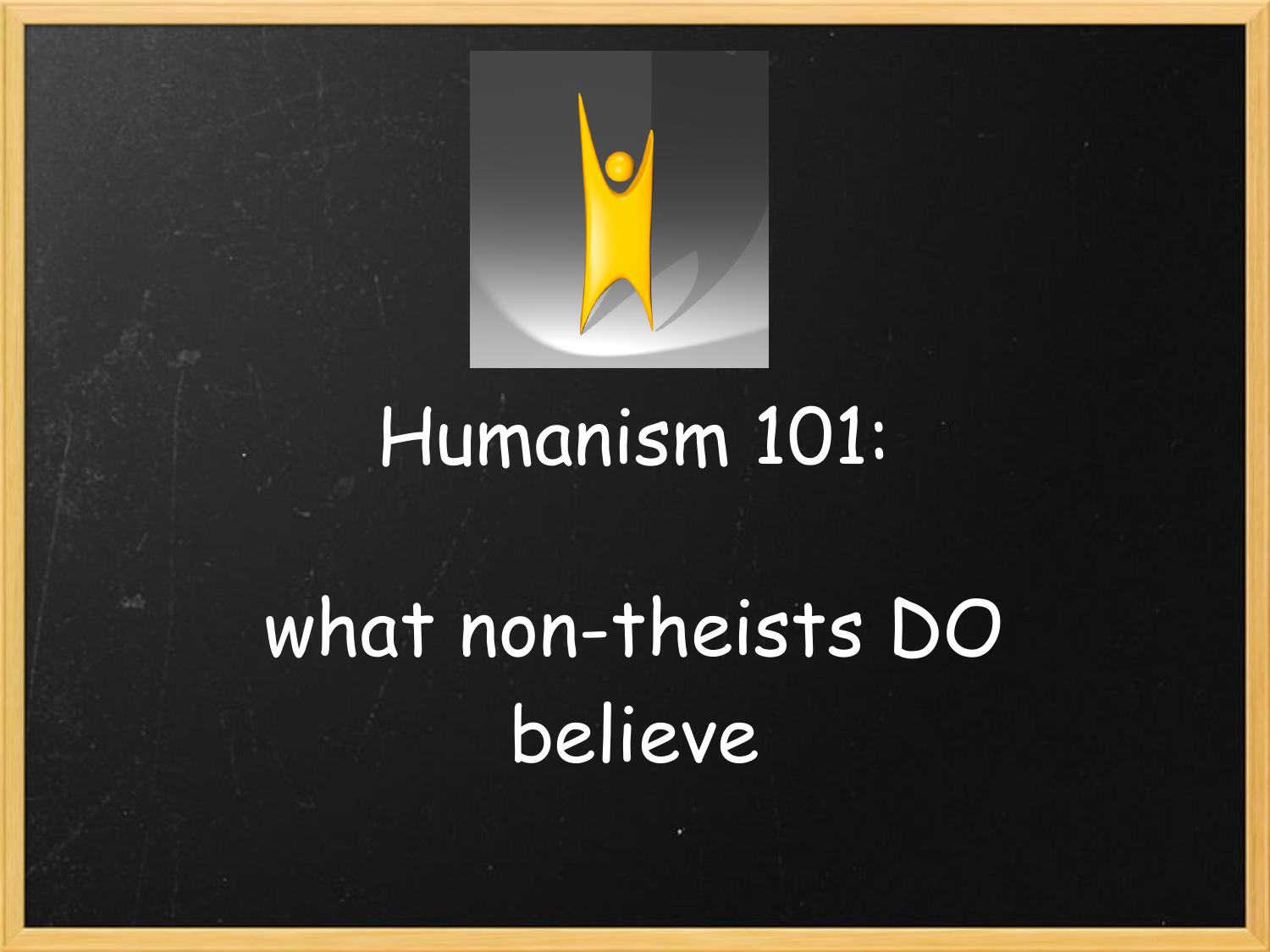# Humanism 101:

## what non-theists DO believe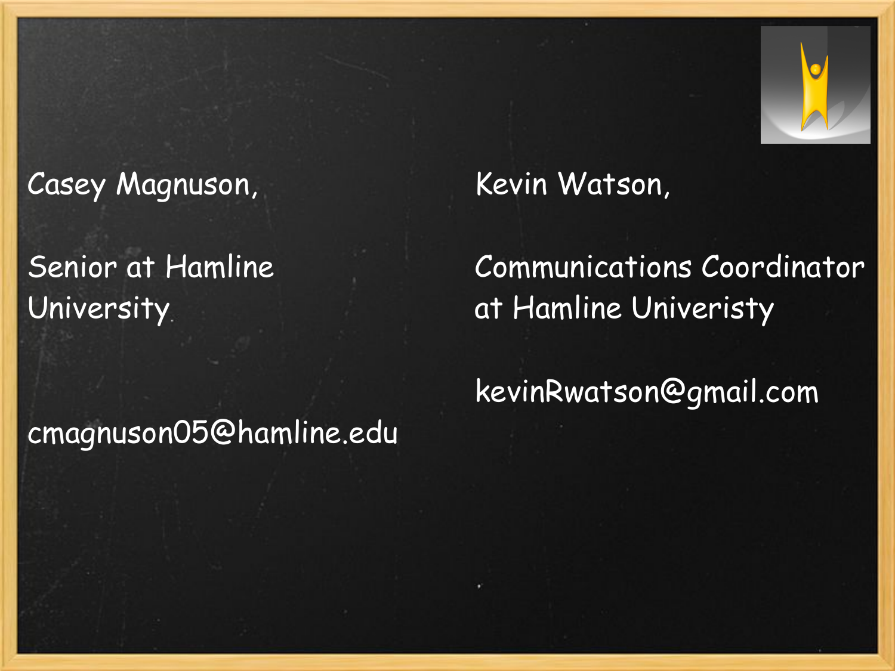Casey Magnuson,

Senior at Hamline University

cmagnuson05@hamline.edu

Kevin Watson,

Communications Coordinator at Hamline Univeristy

kevinRwatson@gmail.com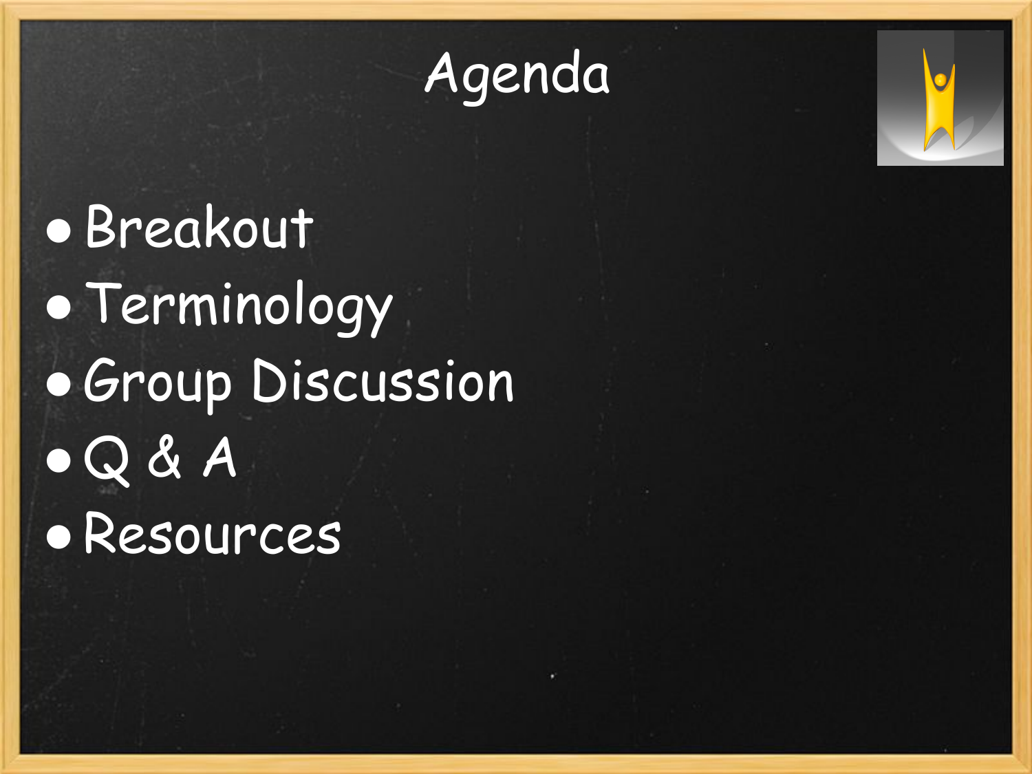# Agenda

- Breakout
- Terminology
- Group Discussion
- Q & A
- Resources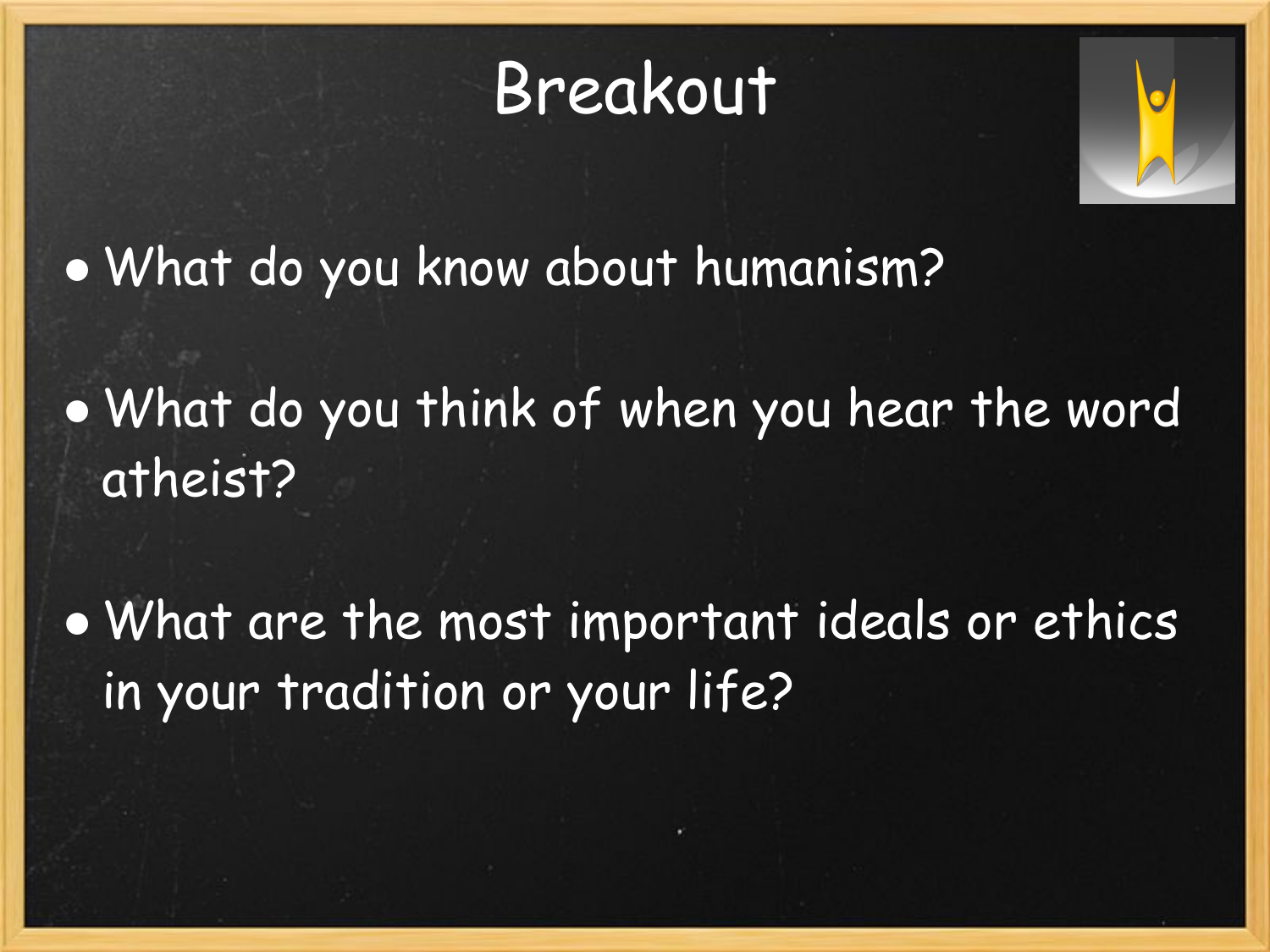# Breakout

- What do you know about humanism?
- What do you think of when you hear the word atheist?
- What are the most important ideals or ethics in your tradition or your life?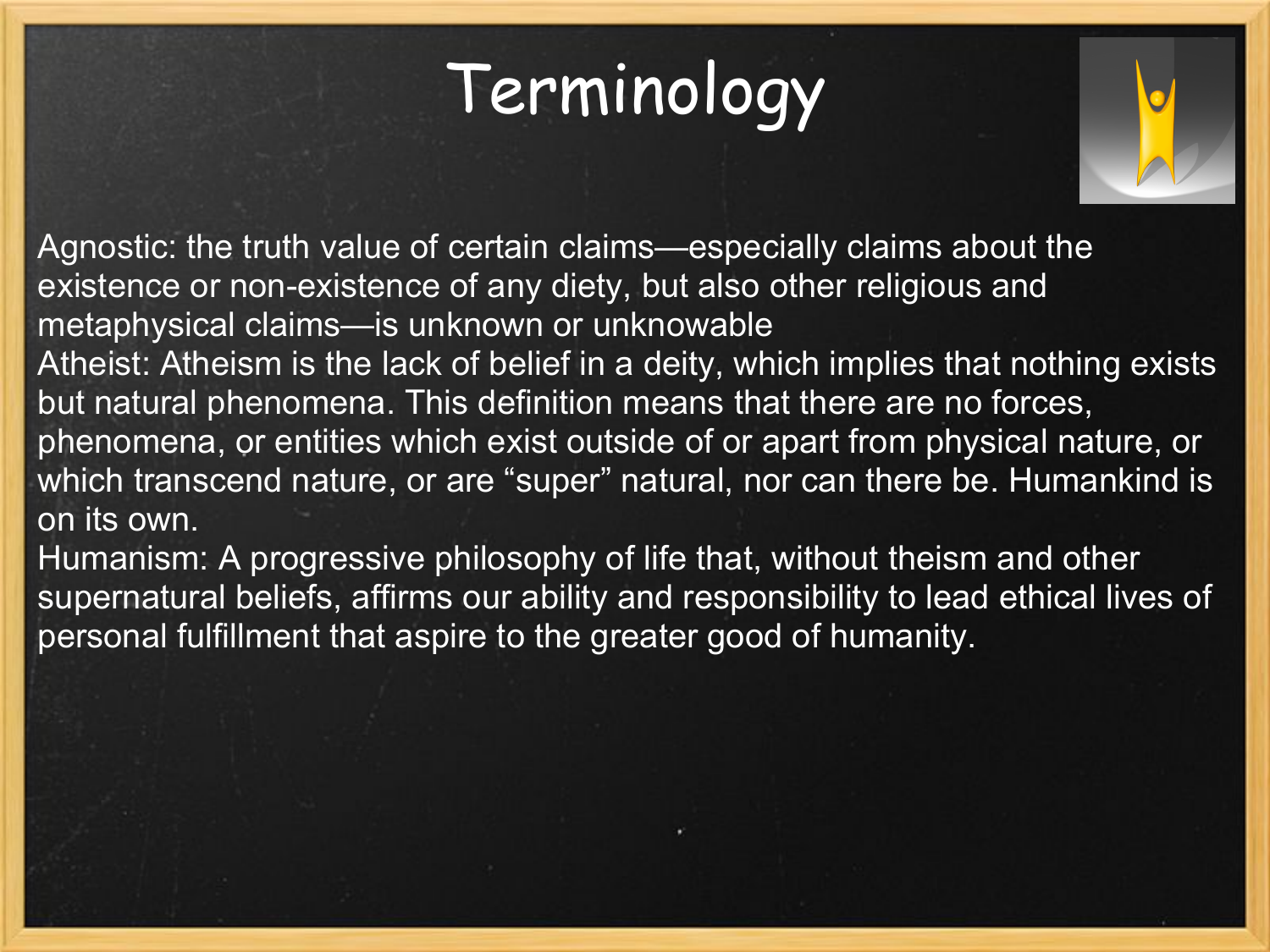# Terminology

Agnostic: the truth value of certain claims—especially claims about the existence or non-existence of any diety, but also other religious and metaphysical claims—is unknown or unknowable

Atheist: Atheism is the lack of belief in a deity, which implies that nothing exists but natural phenomena. This definition means that there are no forces, phenomena, or entities which exist outside of or apart from physical nature, or which transcend nature, or are "super" natural, nor can there be. Humankind is on its own.

Humanism: A progressive philosophy of life that, without theism and other supernatural beliefs, affirms our ability and responsibility to lead ethical lives of personal fulfillment that aspire to the greater good of humanity.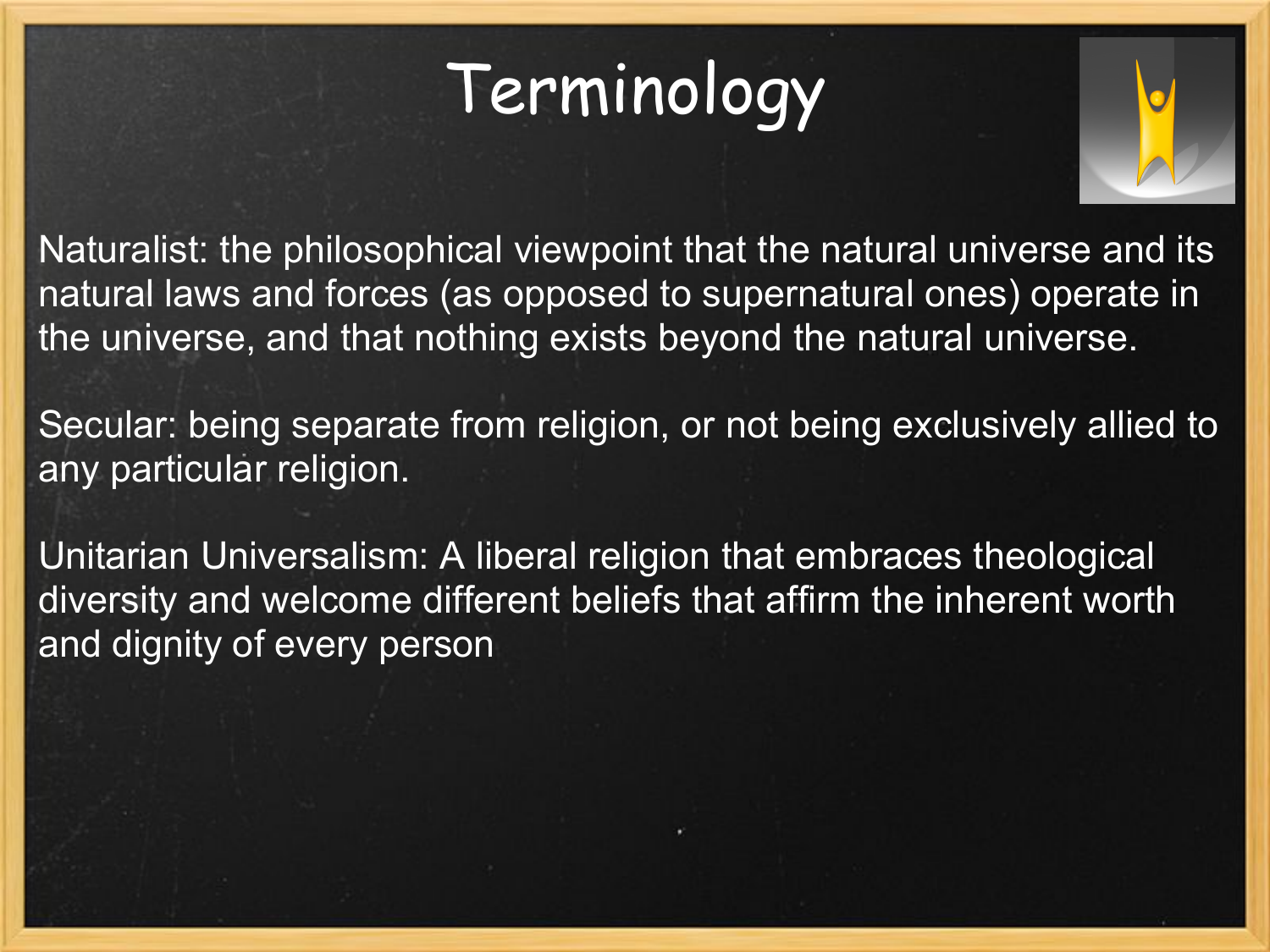# Terminology

Naturalist: the philosophical viewpoint that the natural universe and its natural laws and forces (as opposed to supernatural ones) operate in the universe, and that nothing exists beyond the natural universe.

Secular: being separate from religion, or not being exclusively allied to any particular religion.

Unitarian Universalism: A liberal religion that embraces theological diversity and welcome different beliefs that affirm the inherent worth and dignity of every person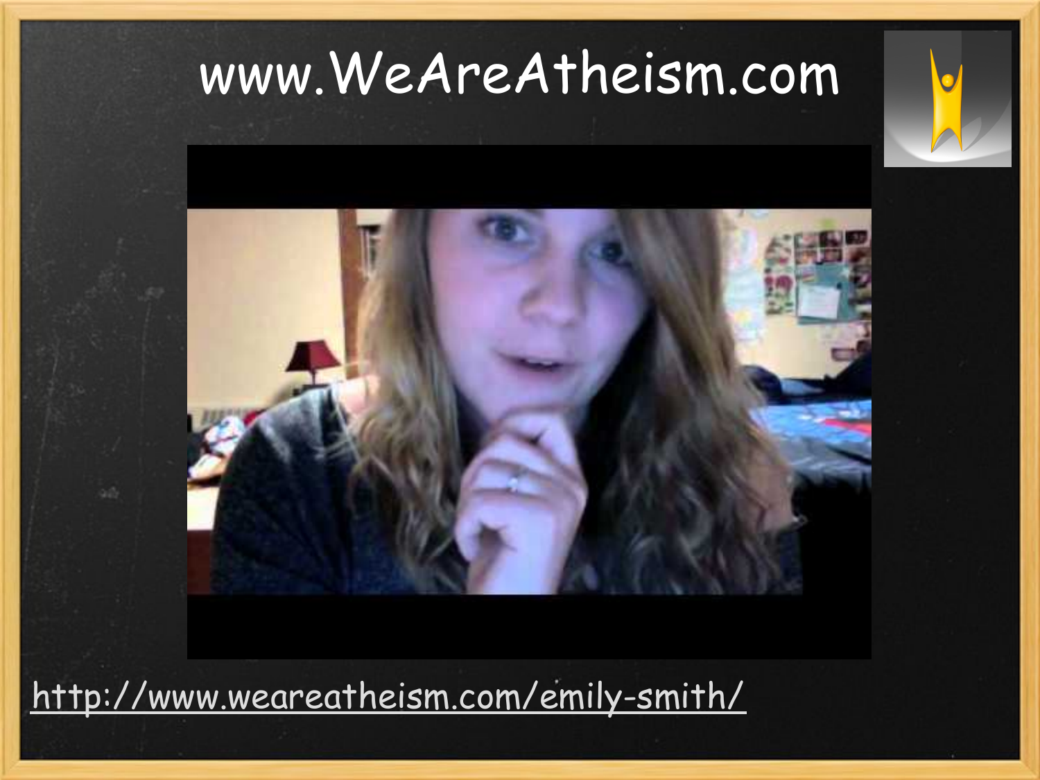# www.WeAreAtheism.com

http://www.weareatheism.com/emily-smith/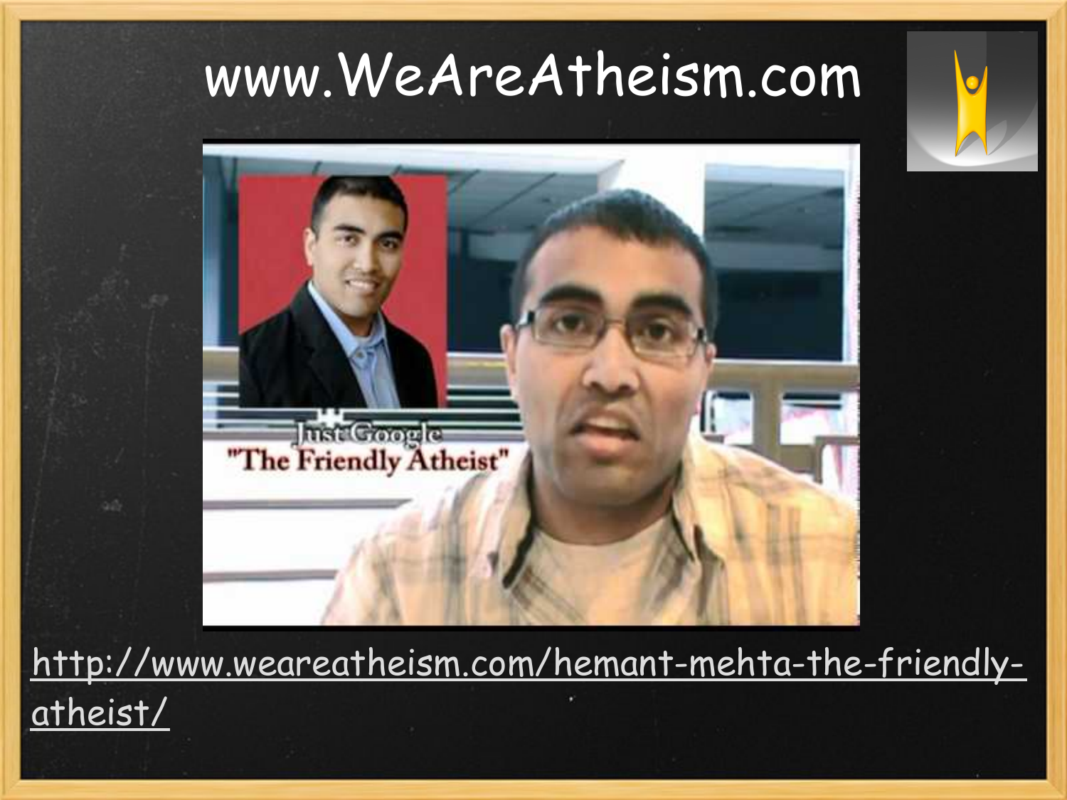# www.WeAreAtheism.com

[http://www.weareatheism.com/hemant-mehta-the-friendly-atheist/](http://www.weareatheism.com/hemant-mehta-the-friendly-atheist/)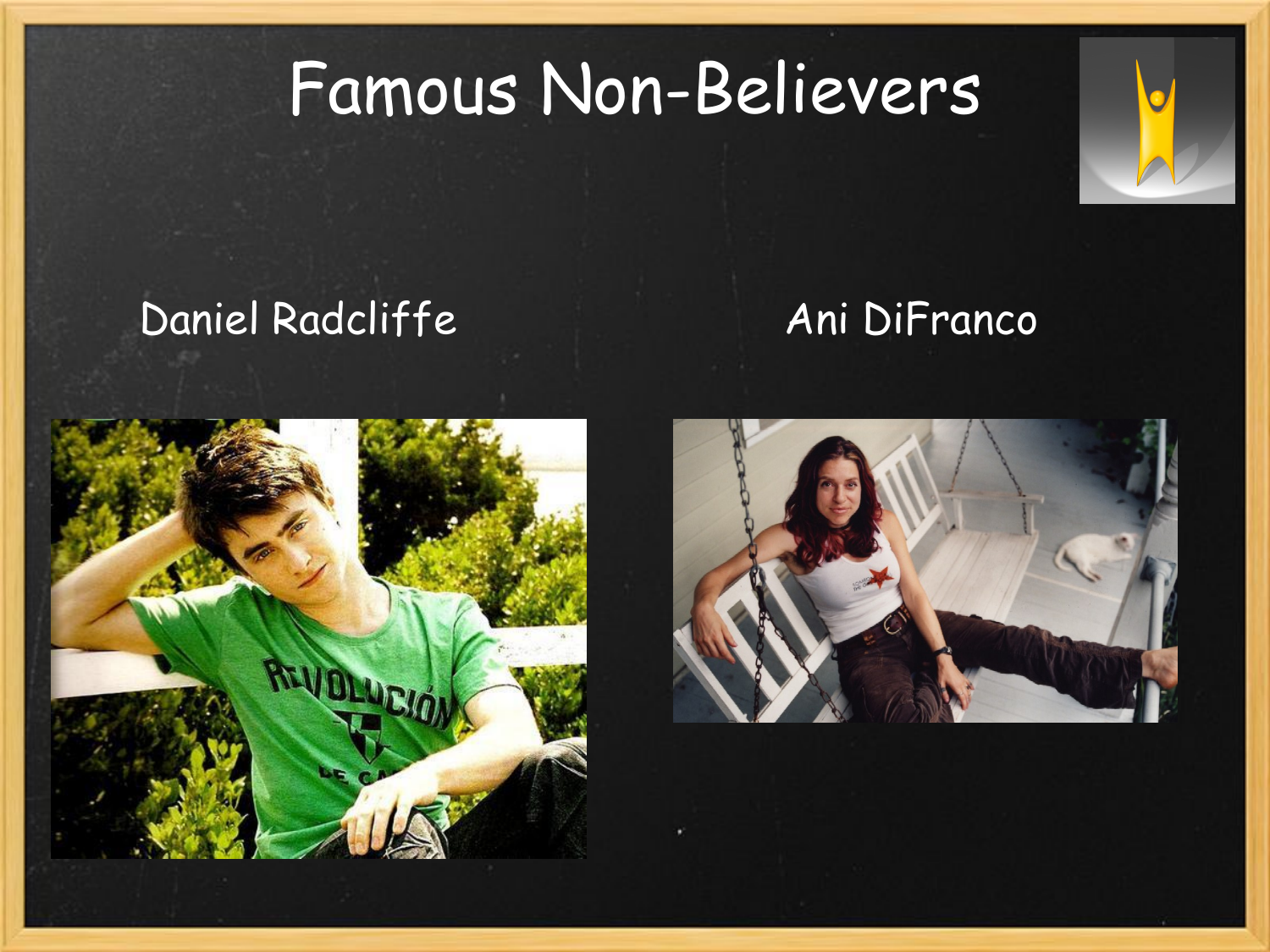# Famous Non-Believers

Daniel Radcliffe

Ani DiFranco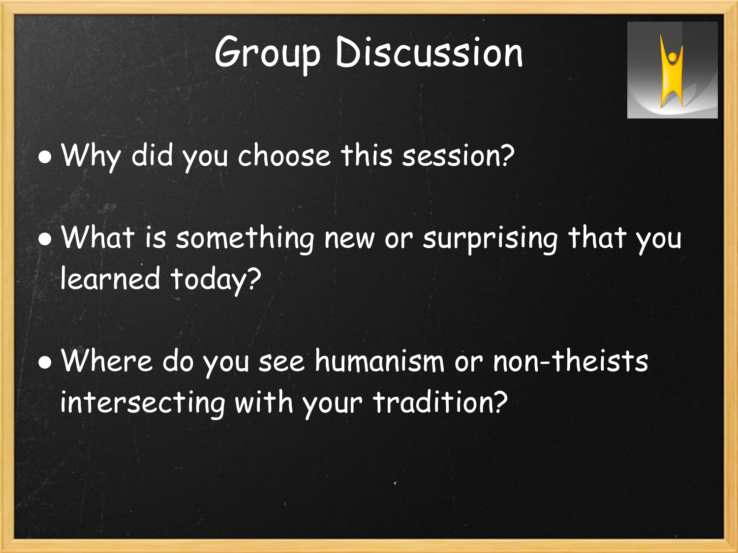# Group Discussion

- Why did you choose this session?
- What is something new or surprising that you learned today?
- Where do you see humanism or non-theists intersecting with your tradition?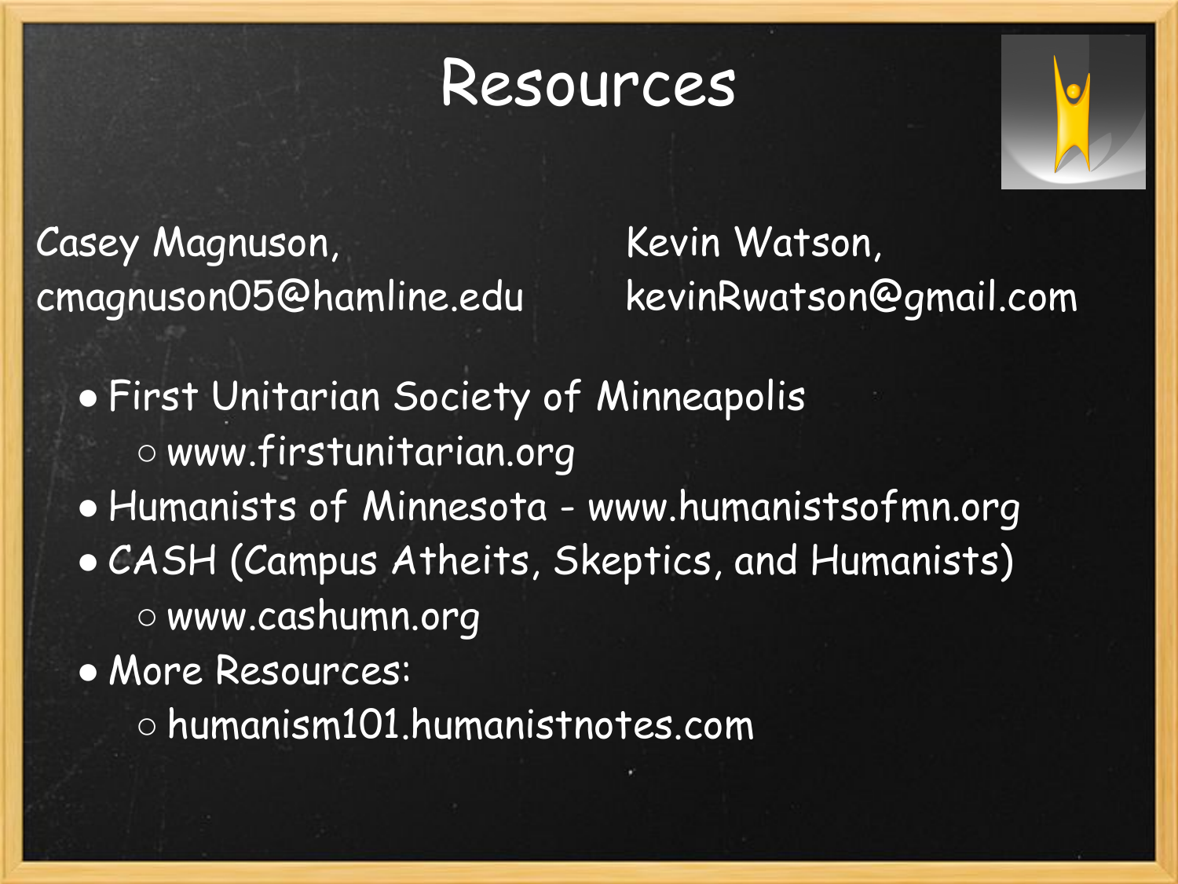# Resources

Casey Magnuson,
cmagnuson05@hamline.edu

Kevin Watson,
kevinRwatson@gmail.com

- First Unitarian Society of Minneapolis
  - www.firstunitarian.org
- Humanists of Minnesota - www.humanistsofmn.org
- CASH (Campus Atheits, Skeptics, and Humanists)
  - www.cashumn.org
- More Resources:
  - humanism101.humanistnotes.com